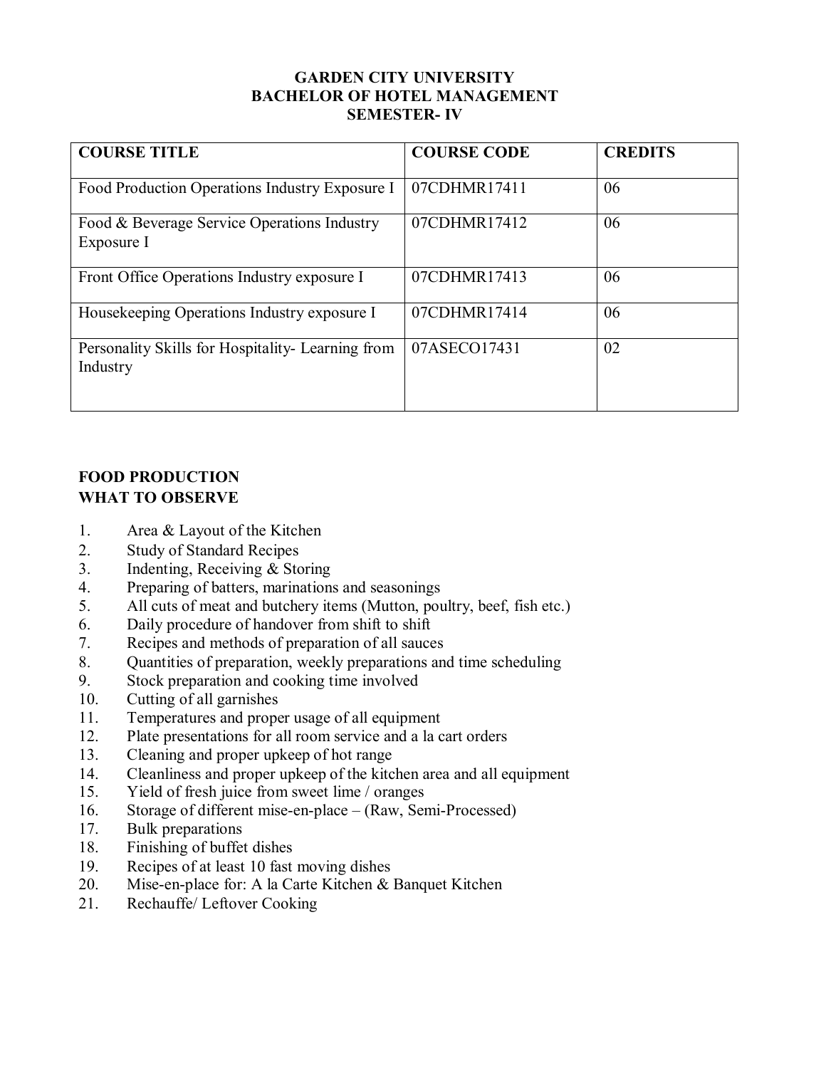# GARDEN CITY UNIVERSITY
# BACHELOR OF HOTEL MANAGEMENT
# SEMESTER- IV

| COURSE TITLE | COURSE CODE | CREDITS |
|---|---|---|
| Food Production Operations Industry Exposure I | 07CDHMR17411 | 06 |
| Food & Beverage Service Operations Industry Exposure I | 07CDHMR17412 | 06 |
| Front Office Operations Industry exposure I | 07CDHMR17413 | 06 |
| Housekeeping Operations Industry exposure I | 07CDHMR17414 | 06 |
| Personality Skills for Hospitality- Learning from Industry | 07ASECO17431 | 02 |

## FOOD PRODUCTION
## WHAT TO OBSERVE

1. Area & Layout of the Kitchen
2. Study of Standard Recipes
3. Indenting, Receiving & Storing
4. Preparing of batters, marinations and seasonings
5. All cuts of meat and butchery items (Mutton, poultry, beef, fish etc.)
6. Daily procedure of handover from shift to shift
7. Recipes and methods of preparation of all sauces
8. Quantities of preparation, weekly preparations and time scheduling
9. Stock preparation and cooking time involved
10. Cutting of all garnishes
11. Temperatures and proper usage of all equipment
12. Plate presentations for all room service and a la cart orders
13. Cleaning and proper upkeep of hot range
14. Cleanliness and proper upkeep of the kitchen area and all equipment
15. Yield of fresh juice from sweet lime / oranges
16. Storage of different mise-en-place – (Raw, Semi-Processed)
17. Bulk preparations
18. Finishing of buffet dishes
19. Recipes of at least 10 fast moving dishes
20. Mise-en-place for: A la Carte Kitchen & Banquet Kitchen
21. Rechauffe/ Leftover Cooking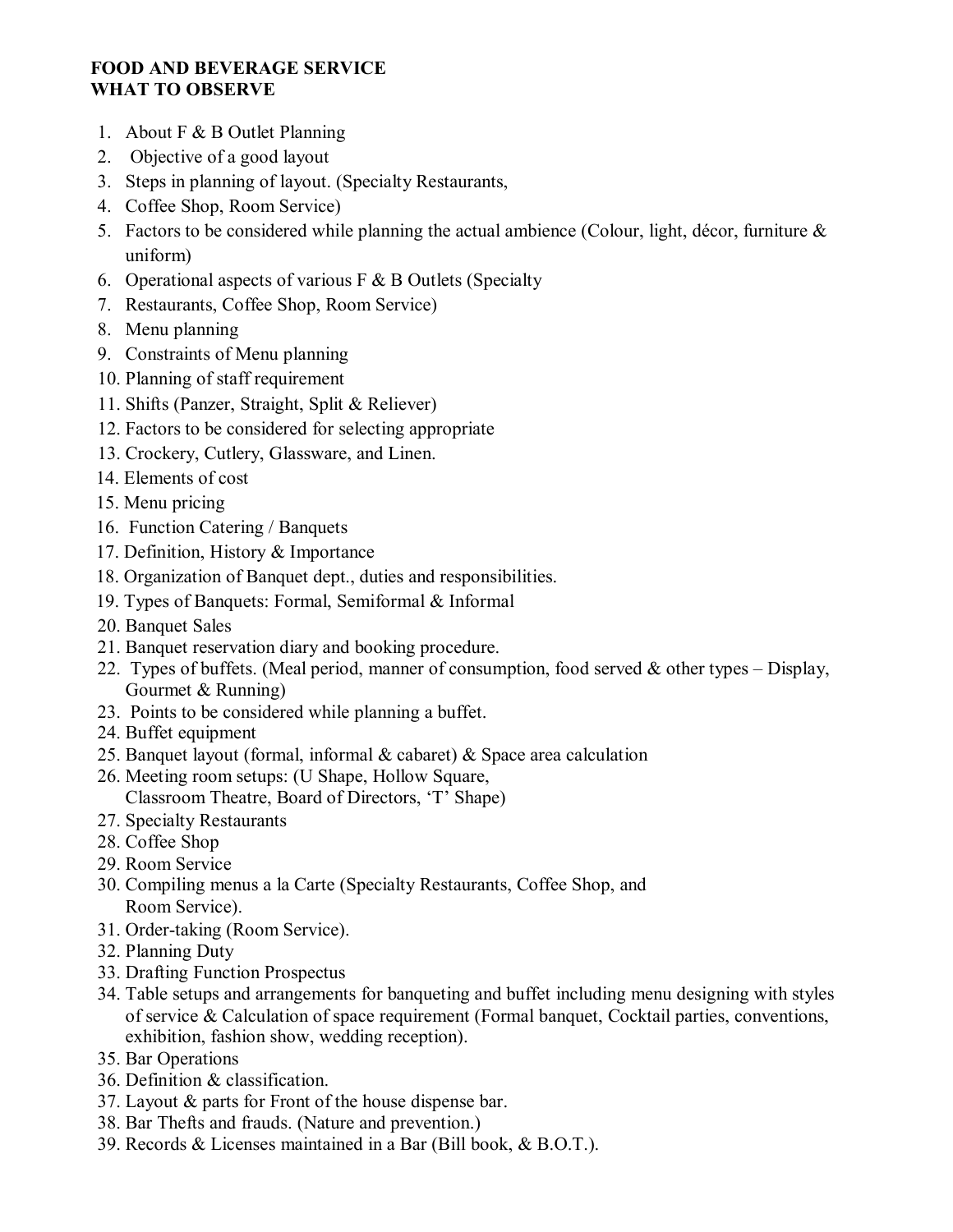**FOOD AND BEVERAGE SERVICE**
**WHAT TO OBSERVE**

1. About F & B Outlet Planning
2. Objective of a good layout
3. Steps in planning of layout. (Specialty Restaurants,
4. Coffee Shop, Room Service)
5. Factors to be considered while planning the actual ambience (Colour, light, décor, furniture & uniform)
6. Operational aspects of various F & B Outlets (Specialty
7. Restaurants, Coffee Shop, Room Service)
8. Menu planning
9. Constraints of Menu planning
10. Planning of staff requirement
11. Shifts (Panzer, Straight, Split & Reliever)
12. Factors to be considered for selecting appropriate
13. Crockery, Cutlery, Glassware, and Linen.
14. Elements of cost
15. Menu pricing
16. Function Catering / Banquets
17. Definition, History & Importance
18. Organization of Banquet dept., duties and responsibilities.
19. Types of Banquets: Formal, Semiformal & Informal
20. Banquet Sales
21. Banquet reservation diary and booking procedure.
22. Types of buffets. (Meal period, manner of consumption, food served & other types – Display, Gourmet & Running)
23. Points to be considered while planning a buffet.
24. Buffet equipment
25. Banquet layout (formal, informal & cabaret) & Space area calculation
26. Meeting room setups: (U Shape, Hollow Square, Classroom Theatre, Board of Directors, 'T' Shape)
27. Specialty Restaurants
28. Coffee Shop
29. Room Service
30. Compiling menus a la Carte (Specialty Restaurants, Coffee Shop, and Room Service).
31. Order-taking (Room Service).
32. Planning Duty
33. Drafting Function Prospectus
34. Table setups and arrangements for banqueting and buffet including menu designing with styles of service & Calculation of space requirement (Formal banquet, Cocktail parties, conventions, exhibition, fashion show, wedding reception).
35. Bar Operations
36. Definition & classification.
37. Layout & parts for Front of the house dispense bar.
38. Bar Thefts and frauds. (Nature and prevention.)
39. Records & Licenses maintained in a Bar (Bill book, & B.O.T.).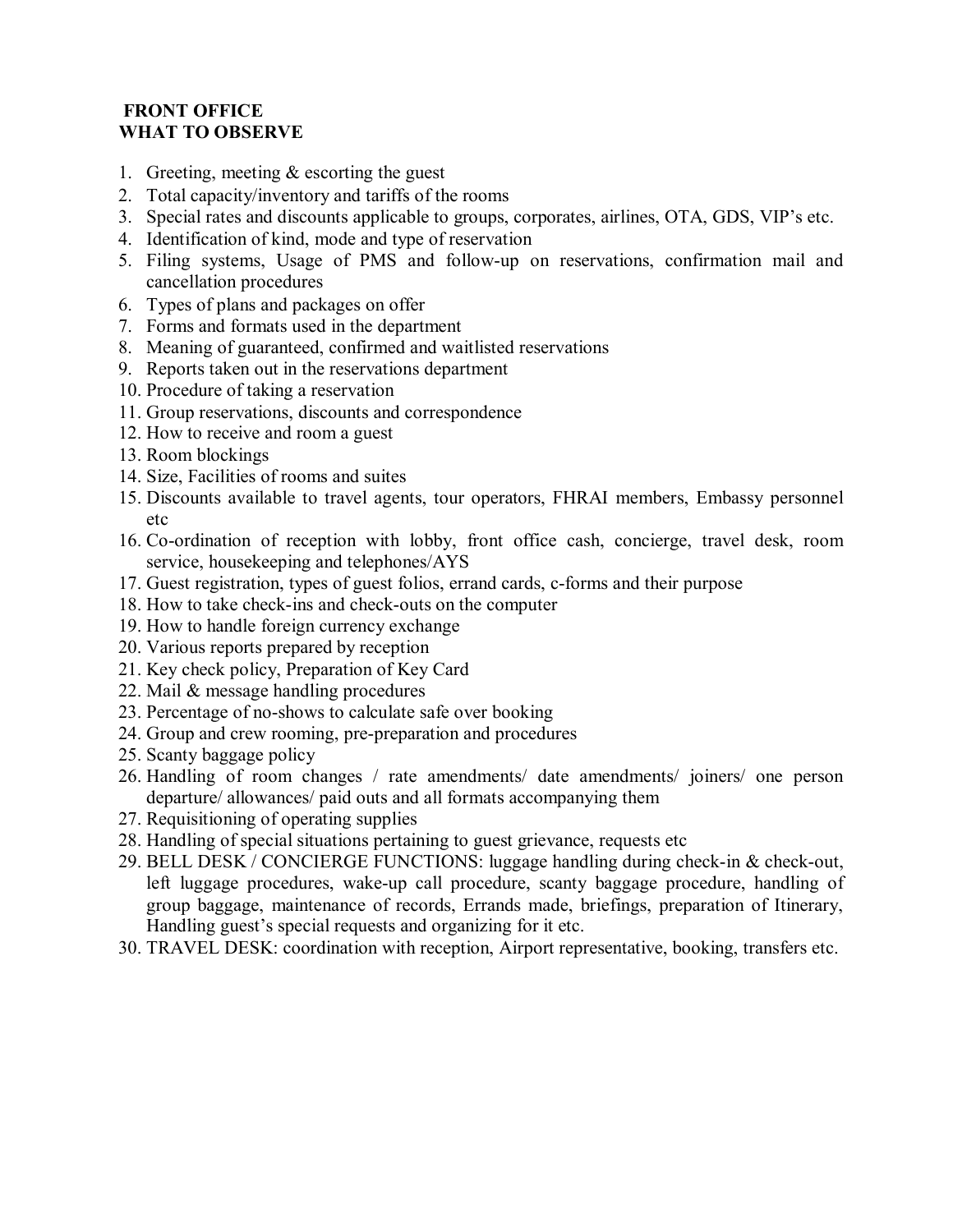**FRONT OFFICE**
**WHAT TO OBSERVE**

1. Greeting, meeting & escorting the guest
2. Total capacity/inventory and tariffs of the rooms
3. Special rates and discounts applicable to groups, corporates, airlines, OTA, GDS, VIP's etc.
4. Identification of kind, mode and type of reservation
5. Filing systems, Usage of PMS and follow-up on reservations, confirmation mail and cancellation procedures
6. Types of plans and packages on offer
7. Forms and formats used in the department
8. Meaning of guaranteed, confirmed and waitlisted reservations
9. Reports taken out in the reservations department
10. Procedure of taking a reservation
11. Group reservations, discounts and correspondence
12. How to receive and room a guest
13. Room blockings
14. Size, Facilities of rooms and suites
15. Discounts available to travel agents, tour operators, FHRAI members, Embassy personnel etc
16. Co-ordination of reception with lobby, front office cash, concierge, travel desk, room service, housekeeping and telephones/AYS
17. Guest registration, types of guest folios, errand cards, c-forms and their purpose
18. How to take check-ins and check-outs on the computer
19. How to handle foreign currency exchange
20. Various reports prepared by reception
21. Key check policy, Preparation of Key Card
22. Mail & message handling procedures
23. Percentage of no-shows to calculate safe over booking
24. Group and crew rooming, pre-preparation and procedures
25. Scanty baggage policy
26. Handling of room changes / rate amendments/ date amendments/ joiners/ one person departure/ allowances/ paid outs and all formats accompanying them
27. Requisitioning of operating supplies
28. Handling of special situations pertaining to guest grievance, requests etc
29. BELL DESK / CONCIERGE FUNCTIONS: luggage handling during check-in & check-out, left luggage procedures, wake-up call procedure, scanty baggage procedure, handling of group baggage, maintenance of records, Errands made, briefings, preparation of Itinerary, Handling guest's special requests and organizing for it etc.
30. TRAVEL DESK: coordination with reception, Airport representative, booking, transfers etc.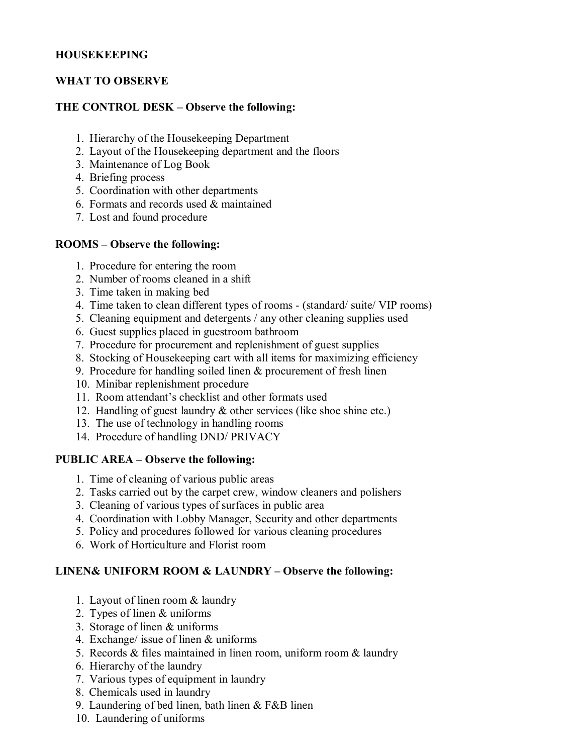**HOUSEKEEPING**

**WHAT TO OBSERVE**

**THE CONTROL DESK – Observe the following:**

1. Hierarchy of the Housekeeping Department
2. Layout of the Housekeeping department and the floors
3. Maintenance of Log Book
4. Briefing process
5. Coordination with other departments
6. Formats and records used & maintained
7. Lost and found procedure

**ROOMS – Observe the following:**

1. Procedure for entering the room
2. Number of rooms cleaned in a shift
3. Time taken in making bed
4. Time taken to clean different types of rooms - (standard/ suite/ VIP rooms)
5. Cleaning equipment and detergents / any other cleaning supplies used
6. Guest supplies placed in guestroom bathroom
7. Procedure for procurement and replenishment of guest supplies
8. Stocking of Housekeeping cart with all items for maximizing efficiency
9. Procedure for handling soiled linen & procurement of fresh linen
10. Minibar replenishment procedure
11. Room attendant's checklist and other formats used
12. Handling of guest laundry & other services (like shoe shine etc.)
13. The use of technology in handling rooms
14. Procedure of handling DND/ PRIVACY

**PUBLIC AREA – Observe the following:**

1. Time of cleaning of various public areas
2. Tasks carried out by the carpet crew, window cleaners and polishers
3. Cleaning of various types of surfaces in public area
4. Coordination with Lobby Manager, Security and other departments
5. Policy and procedures followed for various cleaning procedures
6. Work of Horticulture and Florist room

**LINEN& UNIFORM ROOM & LAUNDRY – Observe the following:**

1. Layout of linen room & laundry
2. Types of linen & uniforms
3. Storage of linen & uniforms
4. Exchange/ issue of linen & uniforms
5. Records & files maintained in linen room, uniform room & laundry
6. Hierarchy of the laundry
7. Various types of equipment in laundry
8. Chemicals used in laundry
9. Laundering of bed linen, bath linen & F&B linen
10. Laundering of uniforms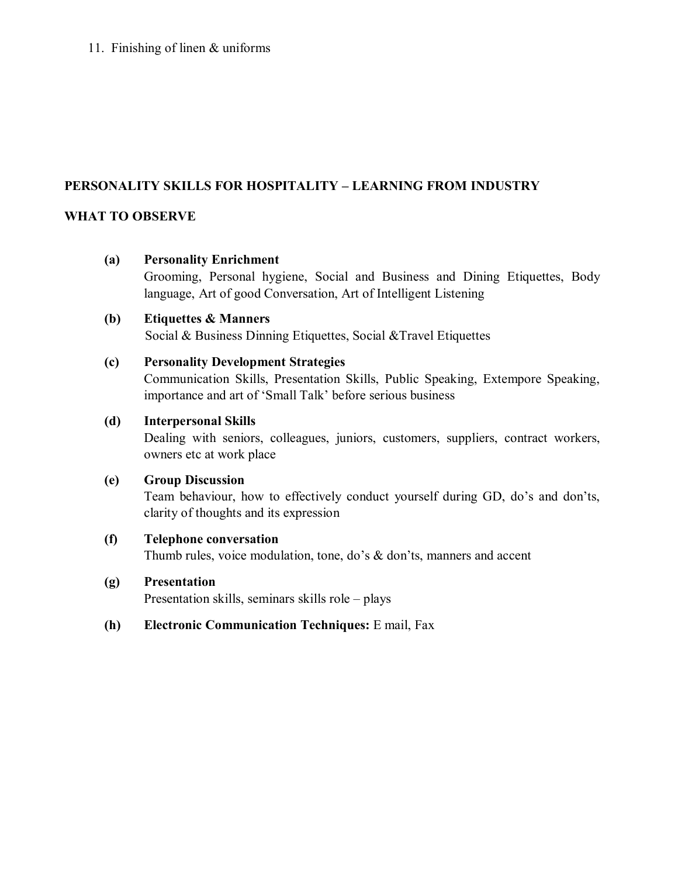11. Finishing of linen & uniforms

**PERSONALITY SKILLS FOR HOSPITALITY – LEARNING FROM INDUSTRY**

**WHAT TO OBSERVE**

**(a) Personality Enrichment**
Grooming, Personal hygiene, Social and Business and Dining Etiquettes, Body language, Art of good Conversation, Art of Intelligent Listening

**(b) Etiquettes & Manners**
Social & Business Dinning Etiquettes, Social &Travel Etiquettes

**(c) Personality Development Strategies**
Communication Skills, Presentation Skills, Public Speaking, Extempore Speaking, importance and art of 'Small Talk' before serious business

**(d) Interpersonal Skills**
Dealing with seniors, colleagues, juniors, customers, suppliers, contract workers, owners etc at work place

**(e) Group Discussion**
Team behaviour, how to effectively conduct yourself during GD, do's and don'ts, clarity of thoughts and its expression

**(f) Telephone conversation**
Thumb rules, voice modulation, tone, do's & don'ts, manners and accent

**(g) Presentation**
Presentation skills, seminars skills role – plays

**(h) Electronic Communication Techniques:** E mail, Fax